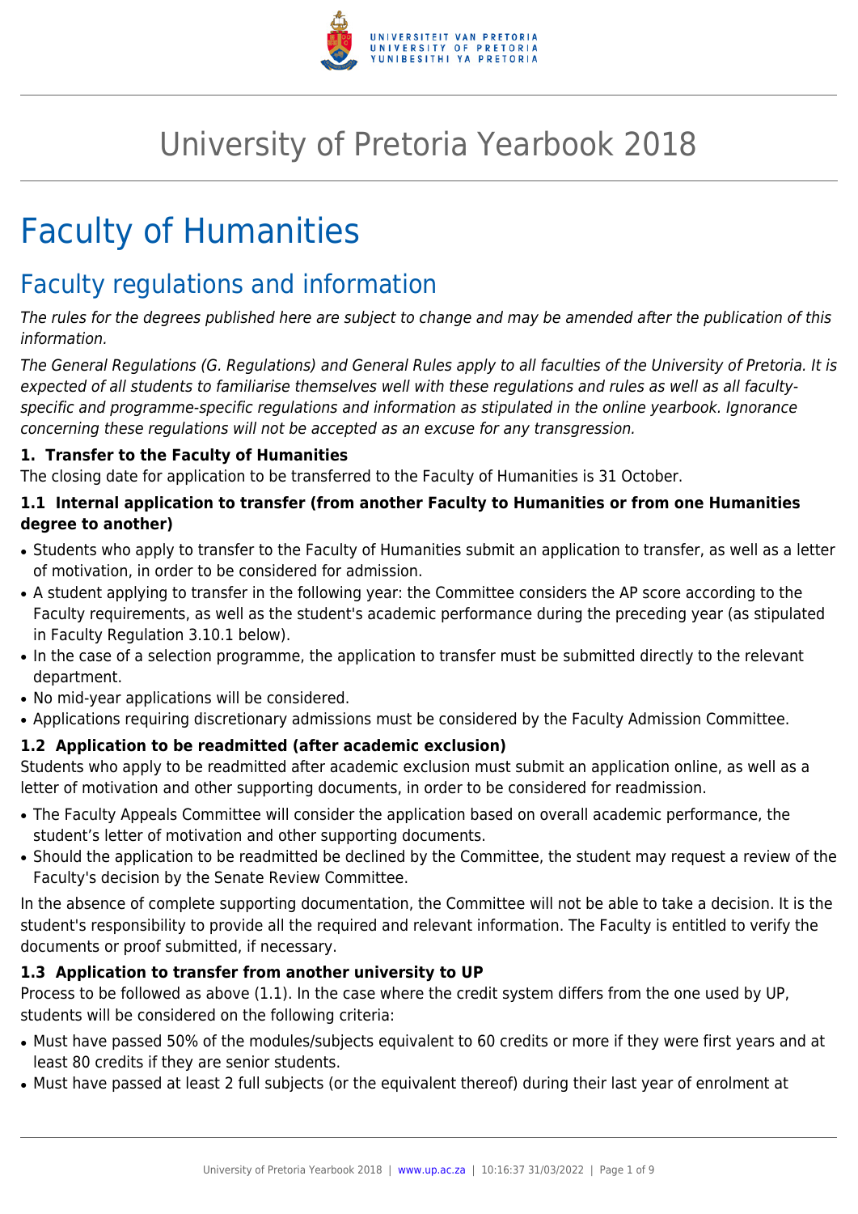# University of Pretoria Yearbook 2018

# Faculty of Humanities

## Faculty regulations and information

*The rules for the degrees published here are subject to change and may be amended after the publication of this information.*

*The General Regulations (G. Regulations) and General Rules apply to all faculties of the University of Pretoria. It is expected of all students to familiarise themselves well with these regulations and rules as well as all faculty-specific and programme-specific regulations and information as stipulated in the online yearbook. Ignorance concerning these regulations will not be accepted as an excuse for any transgression.*

### 1. Transfer to the Faculty of Humanities

The closing date for application to be transferred to the Faculty of Humanities is 31 October.

#### 1.1 Internal application to transfer (from another Faculty to Humanities or from one Humanities degree to another)

- Students who apply to transfer to the Faculty of Humanities submit an application to transfer, as well as a letter of motivation, in order to be considered for admission.
- A student applying to transfer in the following year: the Committee considers the AP score according to the Faculty requirements, as well as the student's academic performance during the preceding year (as stipulated in Faculty Regulation 3.10.1 below).
- In the case of a selection programme, the application to transfer must be submitted directly to the relevant department.
- No mid-year applications will be considered.
- Applications requiring discretionary admissions must be considered by the Faculty Admission Committee.

#### 1.2 Application to be readmitted (after academic exclusion)

Students who apply to be readmitted after academic exclusion must submit an application online, as well as a letter of motivation and other supporting documents, in order to be considered for readmission.

- The Faculty Appeals Committee will consider the application based on overall academic performance, the student's letter of motivation and other supporting documents.
- Should the application to be readmitted be declined by the Committee, the student may request a review of the Faculty's decision by the Senate Review Committee.

In the absence of complete supporting documentation, the Committee will not be able to take a decision. It is the student's responsibility to provide all the required and relevant information. The Faculty is entitled to verify the documents or proof submitted, if necessary.

#### 1.3 Application to transfer from another university to UP

Process to be followed as above (1.1). In the case where the credit system differs from the one used by UP, students will be considered on the following criteria:

- Must have passed 50% of the modules/subjects equivalent to 60 credits or more if they were first years and at least 80 credits if they are senior students.
- Must have passed at least 2 full subjects (or the equivalent thereof) during their last year of enrolment at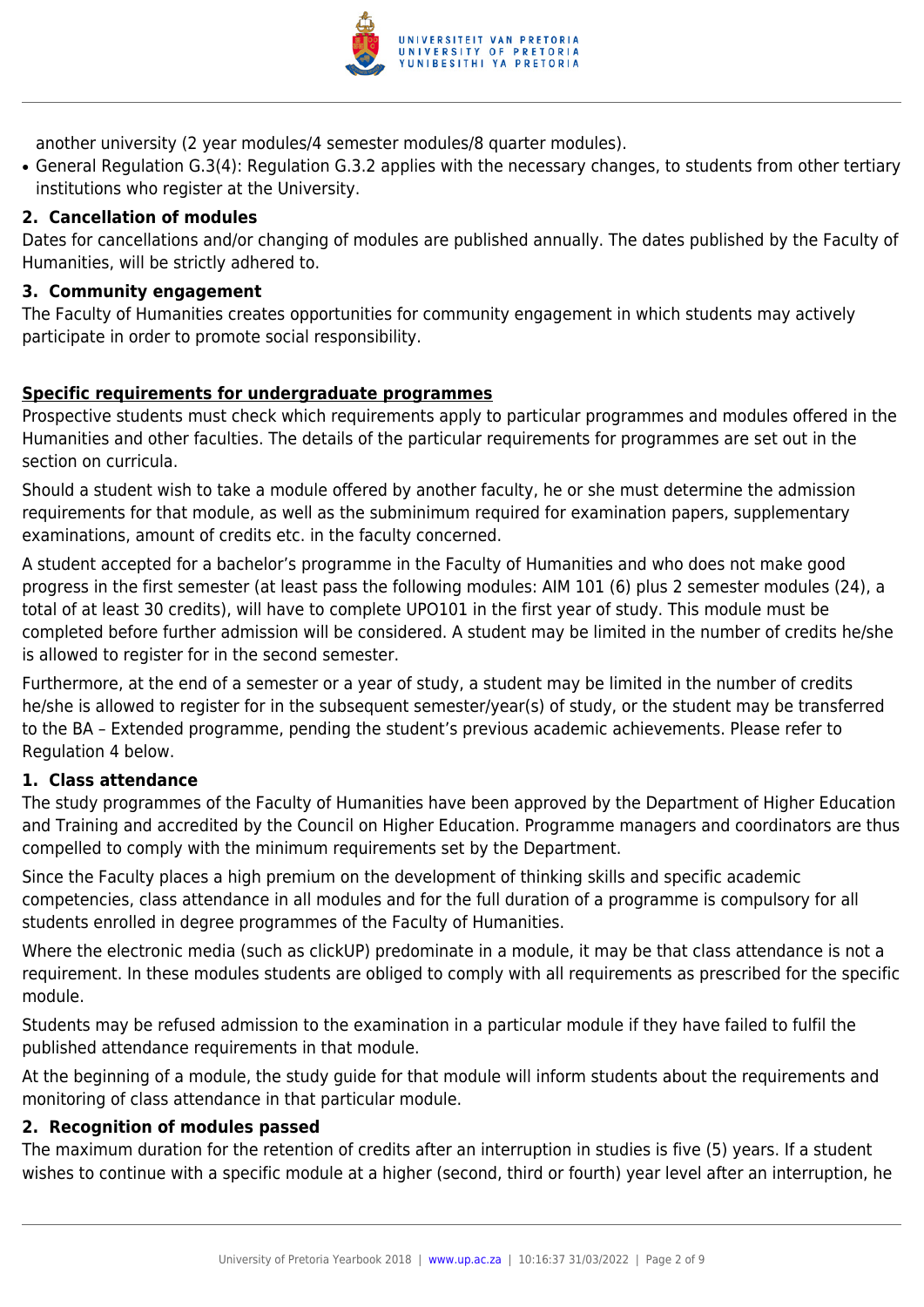another university (2 year modules/4 semester modules/8 quarter modules).

- General Regulation G.3(4): Regulation G.3.2 applies with the necessary changes, to students from other tertiary institutions who register at the University.

### 2. Cancellation of modules

Dates for cancellations and/or changing of modules are published annually. The dates published by the Faculty of Humanities, will be strictly adhered to.

### 3. Community engagement

The Faculty of Humanities creates opportunities for community engagement in which students may actively participate in order to promote social responsibility.

## Specific requirements for undergraduate programmes

Prospective students must check which requirements apply to particular programmes and modules offered in the Humanities and other faculties. The details of the particular requirements for programmes are set out in the section on curricula.

Should a student wish to take a module offered by another faculty, he or she must determine the admission requirements for that module, as well as the subminimum required for examination papers, supplementary examinations, amount of credits etc. in the faculty concerned.

A student accepted for a bachelor's programme in the Faculty of Humanities and who does not make good progress in the first semester (at least pass the following modules: AIM 101 (6) plus 2 semester modules (24), a total of at least 30 credits), will have to complete UPO101 in the first year of study. This module must be completed before further admission will be considered. A student may be limited in the number of credits he/she is allowed to register for in the second semester.

Furthermore, at the end of a semester or a year of study, a student may be limited in the number of credits he/she is allowed to register for in the subsequent semester/year(s) of study, or the student may be transferred to the BA – Extended programme, pending the student's previous academic achievements. Please refer to Regulation 4 below.

### 1. Class attendance

The study programmes of the Faculty of Humanities have been approved by the Department of Higher Education and Training and accredited by the Council on Higher Education. Programme managers and coordinators are thus compelled to comply with the minimum requirements set by the Department.

Since the Faculty places a high premium on the development of thinking skills and specific academic competencies, class attendance in all modules and for the full duration of a programme is compulsory for all students enrolled in degree programmes of the Faculty of Humanities.

Where the electronic media (such as clickUP) predominate in a module, it may be that class attendance is not a requirement. In these modules students are obliged to comply with all requirements as prescribed for the specific module.

Students may be refused admission to the examination in a particular module if they have failed to fulfil the published attendance requirements in that module.

At the beginning of a module, the study guide for that module will inform students about the requirements and monitoring of class attendance in that particular module.

### 2. Recognition of modules passed

The maximum duration for the retention of credits after an interruption in studies is five (5) years. If a student wishes to continue with a specific module at a higher (second, third or fourth) year level after an interruption, he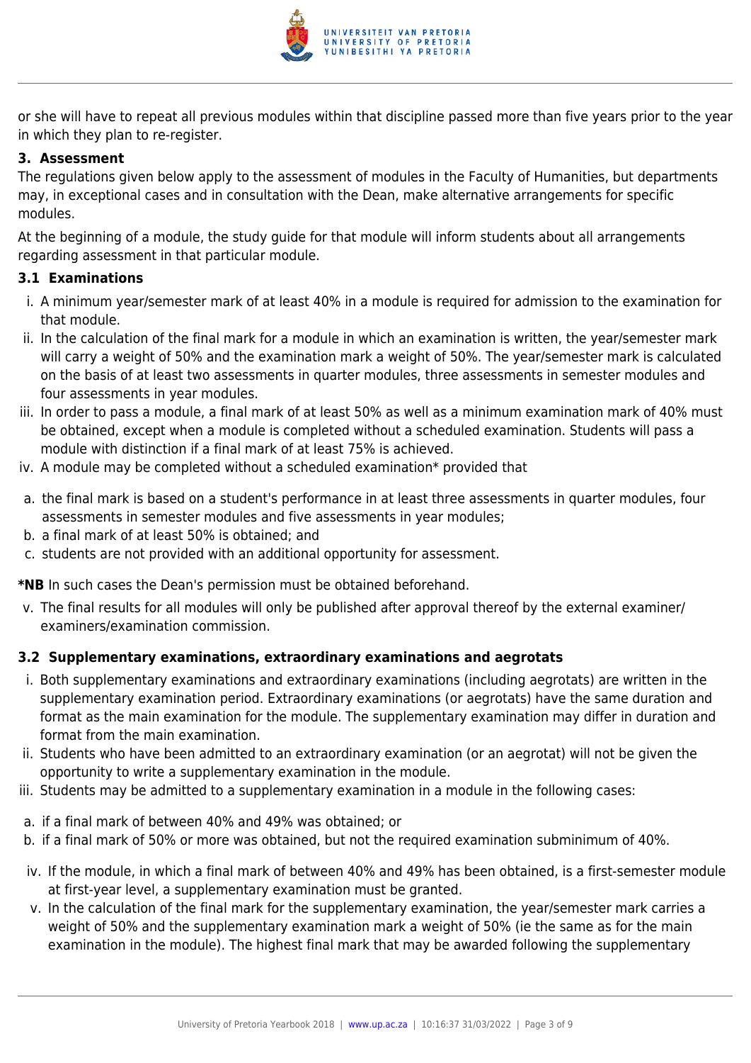or she will have to repeat all previous modules within that discipline passed more than five years prior to the year in which they plan to re-register.

### 3. Assessment

The regulations given below apply to the assessment of modules in the Faculty of Humanities, but departments may, in exceptional cases and in consultation with the Dean, make alternative arrangements for specific modules.

At the beginning of a module, the study guide for that module will inform students about all arrangements regarding assessment in that particular module.

#### 3.1 Examinations

i. A minimum year/semester mark of at least 40% in a module is required for admission to the examination for that module.
ii. In the calculation of the final mark for a module in which an examination is written, the year/semester mark will carry a weight of 50% and the examination mark a weight of 50%. The year/semester mark is calculated on the basis of at least two assessments in quarter modules, three assessments in semester modules and four assessments in year modules.
iii. In order to pass a module, a final mark of at least 50% as well as a minimum examination mark of 40% must be obtained, except when a module is completed without a scheduled examination. Students will pass a module with distinction if a final mark of at least 75% is achieved.
iv. A module may be completed without a scheduled examination* provided that

a. the final mark is based on a student's performance in at least three assessments in quarter modules, four assessments in semester modules and five assessments in year modules;
b. a final mark of at least 50% is obtained; and
c. students are not provided with an additional opportunity for assessment.

***NB** In such cases the Dean's permission must be obtained beforehand.

v. The final results for all modules will only be published after approval thereof by the external examiner/ examiners/examination commission.

#### 3.2 Supplementary examinations, extraordinary examinations and aegrotats

i. Both supplementary examinations and extraordinary examinations (including aegrotats) are written in the supplementary examination period. Extraordinary examinations (or aegrotats) have the same duration and format as the main examination for the module. The supplementary examination may differ in duration and format from the main examination.
ii. Students who have been admitted to an extraordinary examination (or an aegrotat) will not be given the opportunity to write a supplementary examination in the module.
iii. Students may be admitted to a supplementary examination in a module in the following cases:

a. if a final mark of between 40% and 49% was obtained; or
b. if a final mark of 50% or more was obtained, but not the required examination subminimum of 40%.

iv. If the module, in which a final mark of between 40% and 49% has been obtained, is a first-semester module at first-year level, a supplementary examination must be granted.
v. In the calculation of the final mark for the supplementary examination, the year/semester mark carries a weight of 50% and the supplementary examination mark a weight of 50% (ie the same as for the main examination in the module). The highest final mark that may be awarded following the supplementary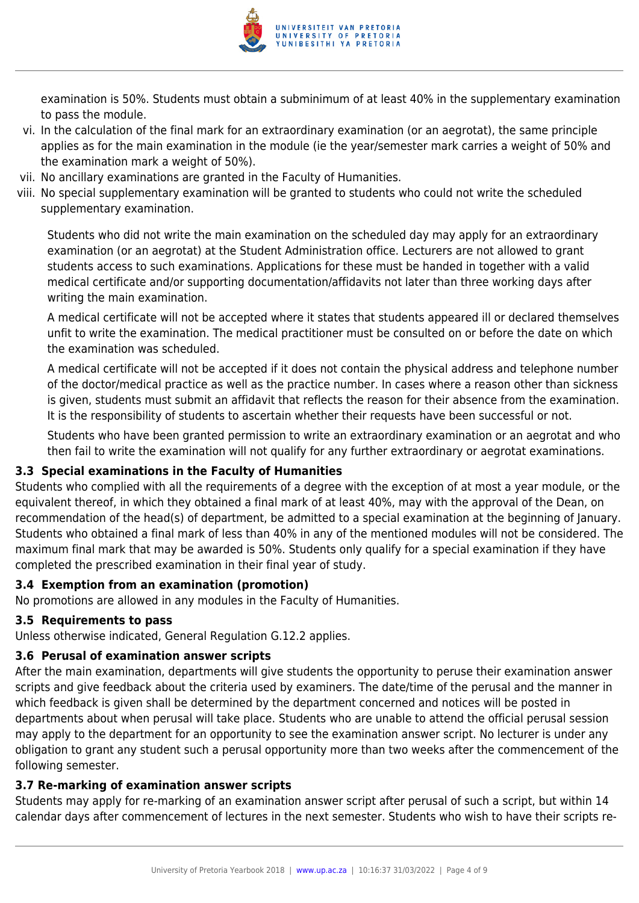examination is 50%. Students must obtain a subminimum of at least 40% in the supplementary examination to pass the module.

vi. In the calculation of the final mark for an extraordinary examination (or an aegrotat), the same principle applies as for the main examination in the module (ie the year/semester mark carries a weight of 50% and the examination mark a weight of 50%).

vii. No ancillary examinations are granted in the Faculty of Humanities.

viii. No special supplementary examination will be granted to students who could not write the scheduled supplementary examination.

Students who did not write the main examination on the scheduled day may apply for an extraordinary examination (or an aegrotat) at the Student Administration office. Lecturers are not allowed to grant students access to such examinations. Applications for these must be handed in together with a valid medical certificate and/or supporting documentation/affidavits not later than three working days after writing the main examination.

A medical certificate will not be accepted where it states that students appeared ill or declared themselves unfit to write the examination. The medical practitioner must be consulted on or before the date on which the examination was scheduled.

A medical certificate will not be accepted if it does not contain the physical address and telephone number of the doctor/medical practice as well as the practice number. In cases where a reason other than sickness is given, students must submit an affidavit that reflects the reason for their absence from the examination. It is the responsibility of students to ascertain whether their requests have been successful or not.

Students who have been granted permission to write an extraordinary examination or an aegrotat and who then fail to write the examination will not qualify for any further extraordinary or aegrotat examinations.

### 3.3 Special examinations in the Faculty of Humanities

Students who complied with all the requirements of a degree with the exception of at most a year module, or the equivalent thereof, in which they obtained a final mark of at least 40%, may with the approval of the Dean, on recommendation of the head(s) of department, be admitted to a special examination at the beginning of January. Students who obtained a final mark of less than 40% in any of the mentioned modules will not be considered. The maximum final mark that may be awarded is 50%. Students only qualify for a special examination if they have completed the prescribed examination in their final year of study.

### 3.4 Exemption from an examination (promotion)

No promotions are allowed in any modules in the Faculty of Humanities.

### 3.5 Requirements to pass

Unless otherwise indicated, General Regulation G.12.2 applies.

### 3.6 Perusal of examination answer scripts

After the main examination, departments will give students the opportunity to peruse their examination answer scripts and give feedback about the criteria used by examiners. The date/time of the perusal and the manner in which feedback is given shall be determined by the department concerned and notices will be posted in departments about when perusal will take place. Students who are unable to attend the official perusal session may apply to the department for an opportunity to see the examination answer script. No lecturer is under any obligation to grant any student such a perusal opportunity more than two weeks after the commencement of the following semester.

### 3.7 Re-marking of examination answer scripts

Students may apply for re-marking of an examination answer script after perusal of such a script, but within 14 calendar days after commencement of lectures in the next semester. Students who wish to have their scripts re-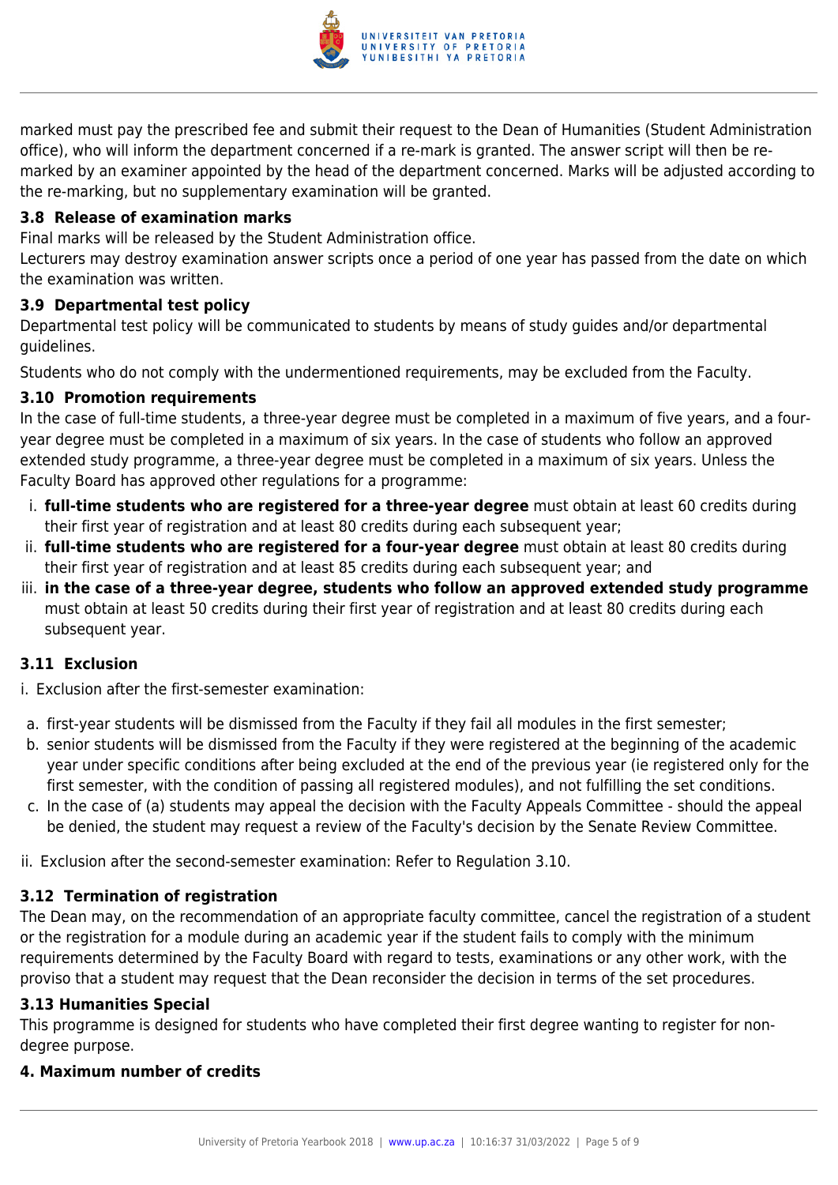marked must pay the prescribed fee and submit their request to the Dean of Humanities (Student Administration office), who will inform the department concerned if a re-mark is granted. The answer script will then be re-marked by an examiner appointed by the head of the department concerned. Marks will be adjusted according to the re-marking, but no supplementary examination will be granted.

### 3.8 Release of examination marks

Final marks will be released by the Student Administration office.

Lecturers may destroy examination answer scripts once a period of one year has passed from the date on which the examination was written.

### 3.9 Departmental test policy

Departmental test policy will be communicated to students by means of study guides and/or departmental guidelines.

Students who do not comply with the undermentioned requirements, may be excluded from the Faculty.

### 3.10 Promotion requirements

In the case of full-time students, a three-year degree must be completed in a maximum of five years, and a four-year degree must be completed in a maximum of six years. In the case of students who follow an approved extended study programme, a three-year degree must be completed in a maximum of six years. Unless the Faculty Board has approved other regulations for a programme:

i. **full-time students who are registered for a three-year degree** must obtain at least 60 credits during their first year of registration and at least 80 credits during each subsequent year;
ii. **full-time students who are registered for a four-year degree** must obtain at least 80 credits during their first year of registration and at least 85 credits during each subsequent year; and
iii. **in the case of a three-year degree, students who follow an approved extended study programme** must obtain at least 50 credits during their first year of registration and at least 80 credits during each subsequent year.

### 3.11 Exclusion

i. Exclusion after the first-semester examination:

a. first-year students will be dismissed from the Faculty if they fail all modules in the first semester;
b. senior students will be dismissed from the Faculty if they were registered at the beginning of the academic year under specific conditions after being excluded at the end of the previous year (ie registered only for the first semester, with the condition of passing all registered modules), and not fulfilling the set conditions.
c. In the case of (a) students may appeal the decision with the Faculty Appeals Committee - should the appeal be denied, the student may request a review of the Faculty's decision by the Senate Review Committee.

ii. Exclusion after the second-semester examination: Refer to Regulation 3.10.

### 3.12 Termination of registration

The Dean may, on the recommendation of an appropriate faculty committee, cancel the registration of a student or the registration for a module during an academic year if the student fails to comply with the minimum requirements determined by the Faculty Board with regard to tests, examinations or any other work, with the proviso that a student may request that the Dean reconsider the decision in terms of the set procedures.

### 3.13 Humanities Special

This programme is designed for students who have completed their first degree wanting to register for non-degree purpose.

### 4. Maximum number of credits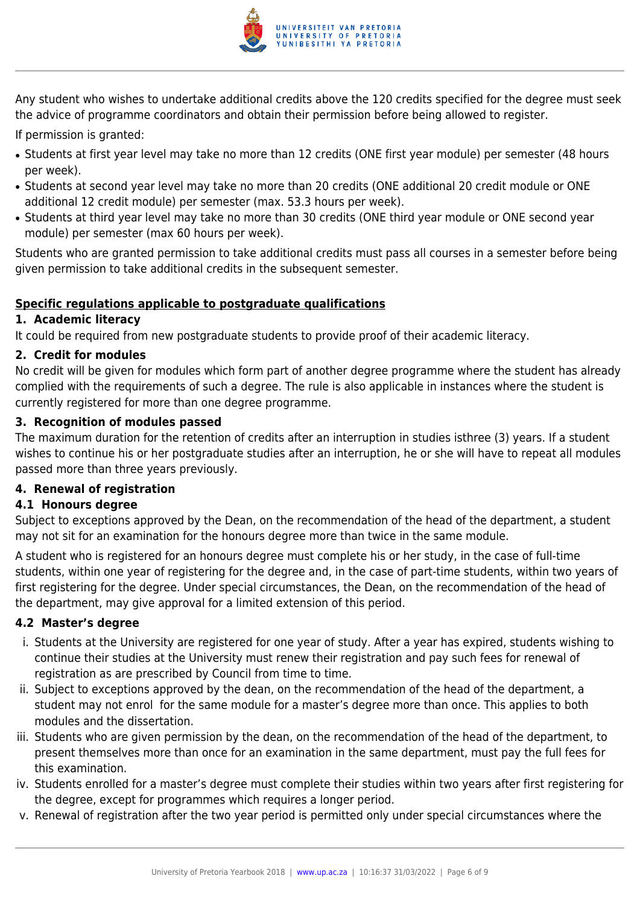Any student who wishes to undertake additional credits above the 120 credits specified for the degree must seek the advice of programme coordinators and obtain their permission before being allowed to register.

If permission is granted:

- Students at first year level may take no more than 12 credits (ONE first year module) per semester (48 hours per week).
- Students at second year level may take no more than 20 credits (ONE additional 20 credit module or ONE additional 12 credit module) per semester (max. 53.3 hours per week).
- Students at third year level may take no more than 30 credits (ONE third year module or ONE second year module) per semester (max 60 hours per week).

Students who are granted permission to take additional credits must pass all courses in a semester before being given permission to take additional credits in the subsequent semester.

**Specific regulations applicable to postgraduate qualifications**

**1. Academic literacy**

It could be required from new postgraduate students to provide proof of their academic literacy.

**2. Credit for modules**

No credit will be given for modules which form part of another degree programme where the student has already complied with the requirements of such a degree. The rule is also applicable in instances where the student is currently registered for more than one degree programme.

**3. Recognition of modules passed**

The maximum duration for the retention of credits after an interruption in studies isthree (3) years. If a student wishes to continue his or her postgraduate studies after an interruption, he or she will have to repeat all modules passed more than three years previously.

**4. Renewal of registration**

**4.1 Honours degree**

Subject to exceptions approved by the Dean, on the recommendation of the head of the department, a student may not sit for an examination for the honours degree more than twice in the same module.

A student who is registered for an honours degree must complete his or her study, in the case of full-time students, within one year of registering for the degree and, in the case of part-time students, within two years of first registering for the degree. Under special circumstances, the Dean, on the recommendation of the head of the department, may give approval for a limited extension of this period.

**4.2 Master's degree**

i. Students at the University are registered for one year of study. After a year has expired, students wishing to continue their studies at the University must renew their registration and pay such fees for renewal of registration as are prescribed by Council from time to time.
ii. Subject to exceptions approved by the dean, on the recommendation of the head of the department, a student may not enrol for the same module for a master's degree more than once. This applies to both modules and the dissertation.
iii. Students who are given permission by the dean, on the recommendation of the head of the department, to present themselves more than once for an examination in the same department, must pay the full fees for this examination.
iv. Students enrolled for a master's degree must complete their studies within two years after first registering for the degree, except for programmes which requires a longer period.
v. Renewal of registration after the two year period is permitted only under special circumstances where the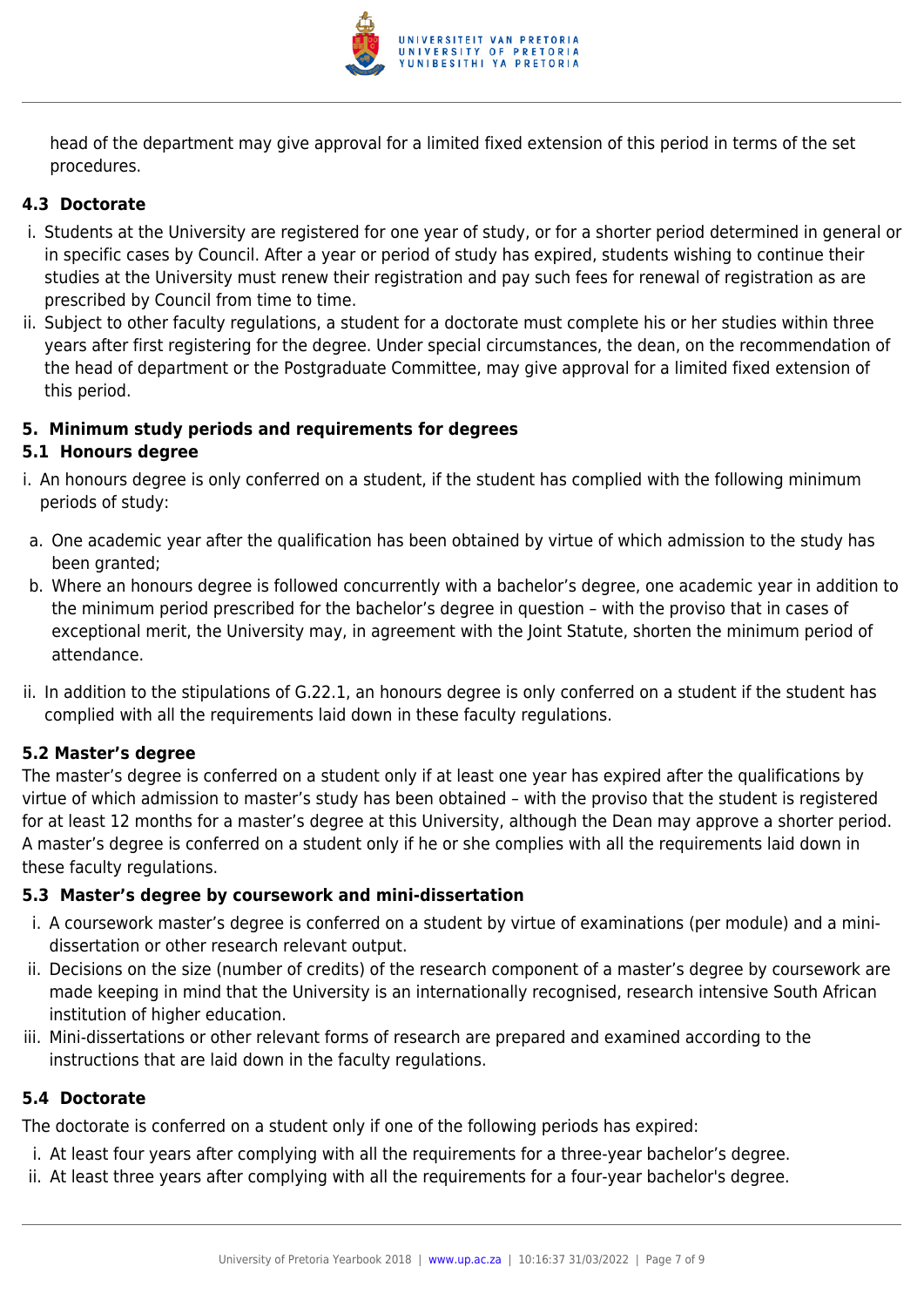head of the department may give approval for a limited fixed extension of this period in terms of the set procedures.

### 4.3 Doctorate

i. Students at the University are registered for one year of study, or for a shorter period determined in general or in specific cases by Council. After a year or period of study has expired, students wishing to continue their studies at the University must renew their registration and pay such fees for renewal of registration as are prescribed by Council from time to time.
ii. Subject to other faculty regulations, a student for a doctorate must complete his or her studies within three years after first registering for the degree. Under special circumstances, the dean, on the recommendation of the head of department or the Postgraduate Committee, may give approval for a limited fixed extension of this period.

### 5. Minimum study periods and requirements for degrees

### 5.1 Honours degree

i. An honours degree is only conferred on a student, if the student has complied with the following minimum periods of study:

a. One academic year after the qualification has been obtained by virtue of which admission to the study has been granted;
b. Where an honours degree is followed concurrently with a bachelor's degree, one academic year in addition to the minimum period prescribed for the bachelor's degree in question – with the proviso that in cases of exceptional merit, the University may, in agreement with the Joint Statute, shorten the minimum period of attendance.

ii. In addition to the stipulations of G.22.1, an honours degree is only conferred on a student if the student has complied with all the requirements laid down in these faculty regulations.

### 5.2 Master's degree

The master's degree is conferred on a student only if at least one year has expired after the qualifications by virtue of which admission to master's study has been obtained – with the proviso that the student is registered for at least 12 months for a master's degree at this University, although the Dean may approve a shorter period. A master's degree is conferred on a student only if he or she complies with all the requirements laid down in these faculty regulations.

### 5.3 Master's degree by coursework and mini-dissertation

i. A coursework master's degree is conferred on a student by virtue of examinations (per module) and a mini-dissertation or other research relevant output.
ii. Decisions on the size (number of credits) of the research component of a master's degree by coursework are made keeping in mind that the University is an internationally recognised, research intensive South African institution of higher education.
iii. Mini-dissertations or other relevant forms of research are prepared and examined according to the instructions that are laid down in the faculty regulations.

### 5.4 Doctorate

The doctorate is conferred on a student only if one of the following periods has expired:

i. At least four years after complying with all the requirements for a three-year bachelor's degree.
ii. At least three years after complying with all the requirements for a four-year bachelor's degree.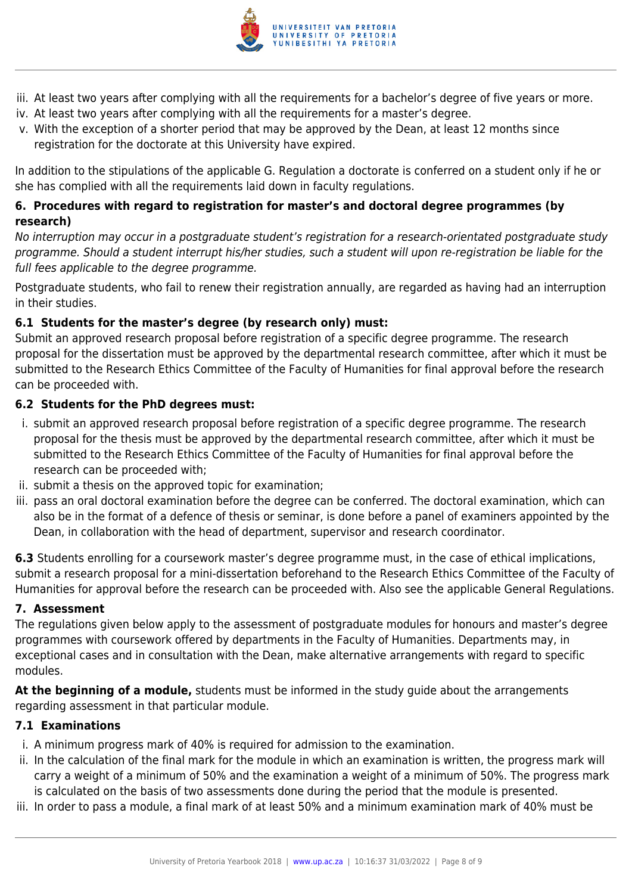iii. At least two years after complying with all the requirements for a bachelor's degree of five years or more.
iv. At least two years after complying with all the requirements for a master's degree.
v. With the exception of a shorter period that may be approved by the Dean, at least 12 months since registration for the doctorate at this University have expired.

In addition to the stipulations of the applicable G. Regulation a doctorate is conferred on a student only if he or she has complied with all the requirements laid down in faculty regulations.

### 6. Procedures with regard to registration for master's and doctoral degree programmes (by research)

*No interruption may occur in a postgraduate student's registration for a research-orientated postgraduate study programme. Should a student interrupt his/her studies, such a student will upon re-registration be liable for the full fees applicable to the degree programme.*

Postgraduate students, who fail to renew their registration annually, are regarded as having had an interruption in their studies.

#### 6.1 Students for the master's degree (by research only) must:

Submit an approved research proposal before registration of a specific degree programme. The research proposal for the dissertation must be approved by the departmental research committee, after which it must be submitted to the Research Ethics Committee of the Faculty of Humanities for final approval before the research can be proceeded with.

#### 6.2 Students for the PhD degrees must:

i. submit an approved research proposal before registration of a specific degree programme. The research proposal for the thesis must be approved by the departmental research committee, after which it must be submitted to the Research Ethics Committee of the Faculty of Humanities for final approval before the research can be proceeded with;
ii. submit a thesis on the approved topic for examination;
iii. pass an oral doctoral examination before the degree can be conferred. The doctoral examination, which can also be in the format of a defence of thesis or seminar, is done before a panel of examiners appointed by the Dean, in collaboration with the head of department, supervisor and research coordinator.

**6.3** Students enrolling for a coursework master's degree programme must, in the case of ethical implications, submit a research proposal for a mini-dissertation beforehand to the Research Ethics Committee of the Faculty of Humanities for approval before the research can be proceeded with. Also see the applicable General Regulations.

### 7. Assessment

The regulations given below apply to the assessment of postgraduate modules for honours and master's degree programmes with coursework offered by departments in the Faculty of Humanities. Departments may, in exceptional cases and in consultation with the Dean, make alternative arrangements with regard to specific modules.

**At the beginning of a module,** students must be informed in the study guide about the arrangements regarding assessment in that particular module.

#### 7.1 Examinations

i. A minimum progress mark of 40% is required for admission to the examination.
ii. In the calculation of the final mark for the module in which an examination is written, the progress mark will carry a weight of a minimum of 50% and the examination a weight of a minimum of 50%. The progress mark is calculated on the basis of two assessments done during the period that the module is presented.
iii. In order to pass a module, a final mark of at least 50% and a minimum examination mark of 40% must be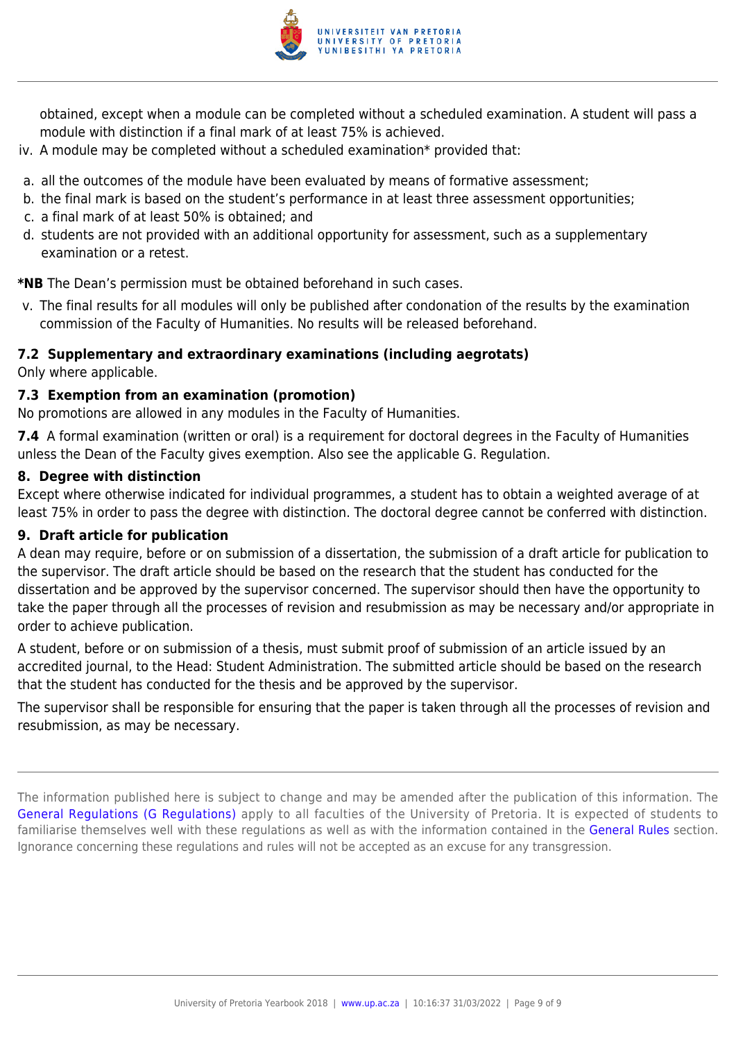obtained, except when a module can be completed without a scheduled examination. A student will pass a module with distinction if a final mark of at least 75% is achieved.

iv. A module may be completed without a scheduled examination* provided that:

a. all the outcomes of the module have been evaluated by means of formative assessment;
b. the final mark is based on the student's performance in at least three assessment opportunities;
c. a final mark of at least 50% is obtained; and
d. students are not provided with an additional opportunity for assessment, such as a supplementary examination or a retest.

***NB** The Dean's permission must be obtained beforehand in such cases.

v. The final results for all modules will only be published after condonation of the results by the examination commission of the Faculty of Humanities. No results will be released beforehand.

### 7.2 Supplementary and extraordinary examinations (including aegrotats)

Only where applicable.

### 7.3 Exemption from an examination (promotion)

No promotions are allowed in any modules in the Faculty of Humanities.

**7.4** A formal examination (written or oral) is a requirement for doctoral degrees in the Faculty of Humanities unless the Dean of the Faculty gives exemption. Also see the applicable G. Regulation.

### 8. Degree with distinction

Except where otherwise indicated for individual programmes, a student has to obtain a weighted average of at least 75% in order to pass the degree with distinction. The doctoral degree cannot be conferred with distinction.

### 9. Draft article for publication

A dean may require, before or on submission of a dissertation, the submission of a draft article for publication to the supervisor. The draft article should be based on the research that the student has conducted for the dissertation and be approved by the supervisor concerned. The supervisor should then have the opportunity to take the paper through all the processes of revision and resubmission as may be necessary and/or appropriate in order to achieve publication.

A student, before or on submission of a thesis, must submit proof of submission of an article issued by an accredited journal, to the Head: Student Administration. The submitted article should be based on the research that the student has conducted for the thesis and be approved by the supervisor.

The supervisor shall be responsible for ensuring that the paper is taken through all the processes of revision and resubmission, as may be necessary.

The information published here is subject to change and may be amended after the publication of this information. The General Regulations (G Regulations) apply to all faculties of the University of Pretoria. It is expected of students to familiarise themselves well with these regulations as well as with the information contained in the General Rules section. Ignorance concerning these regulations and rules will not be accepted as an excuse for any transgression.